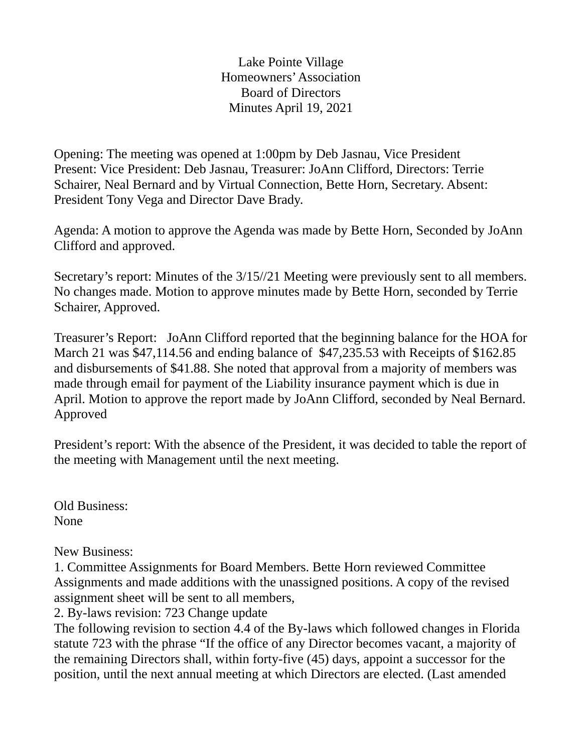Lake Pointe Village
Homeowners' Association
Board of Directors
Minutes April 19, 2021

Opening: The meeting was opened at 1:00pm by Deb Jasnau, Vice President
Present: Vice President: Deb Jasnau, Treasurer: JoAnn Clifford, Directors: Terrie Schairer, Neal Bernard and by Virtual Connection, Bette Horn, Secretary. Absent: President Tony Vega and Director Dave Brady.

Agenda: A motion to approve the Agenda was made by Bette Horn, Seconded by JoAnn Clifford and approved.

Secretary's report: Minutes of the 3/15//21 Meeting were previously sent to all members. No changes made. Motion to approve minutes made by Bette Horn, seconded by Terrie Schairer, Approved.

Treasurer's Report: JoAnn Clifford reported that the beginning balance for the HOA for March 21 was $47,114.56 and ending balance of $47,235.53 with Receipts of $162.85 and disbursements of $41.88. She noted that approval from a majority of members was made through email for payment of the Liability insurance payment which is due in April. Motion to approve the report made by JoAnn Clifford, seconded by Neal Bernard. Approved

President's report: With the absence of the President, it was decided to table the report of the meeting with Management until the next meeting.

Old Business:
None

New Business:
1. Committee Assignments for Board Members. Bette Horn reviewed Committee Assignments and made additions with the unassigned positions. A copy of the revised assignment sheet will be sent to all members,
2. By-laws revision: 723 Change update
The following revision to section 4.4 of the By-laws which followed changes in Florida statute 723 with the phrase "If the office of any Director becomes vacant, a majority of the remaining Directors shall, within forty-five (45) days, appoint a successor for the position, until the next annual meeting at which Directors are elected. (Last amended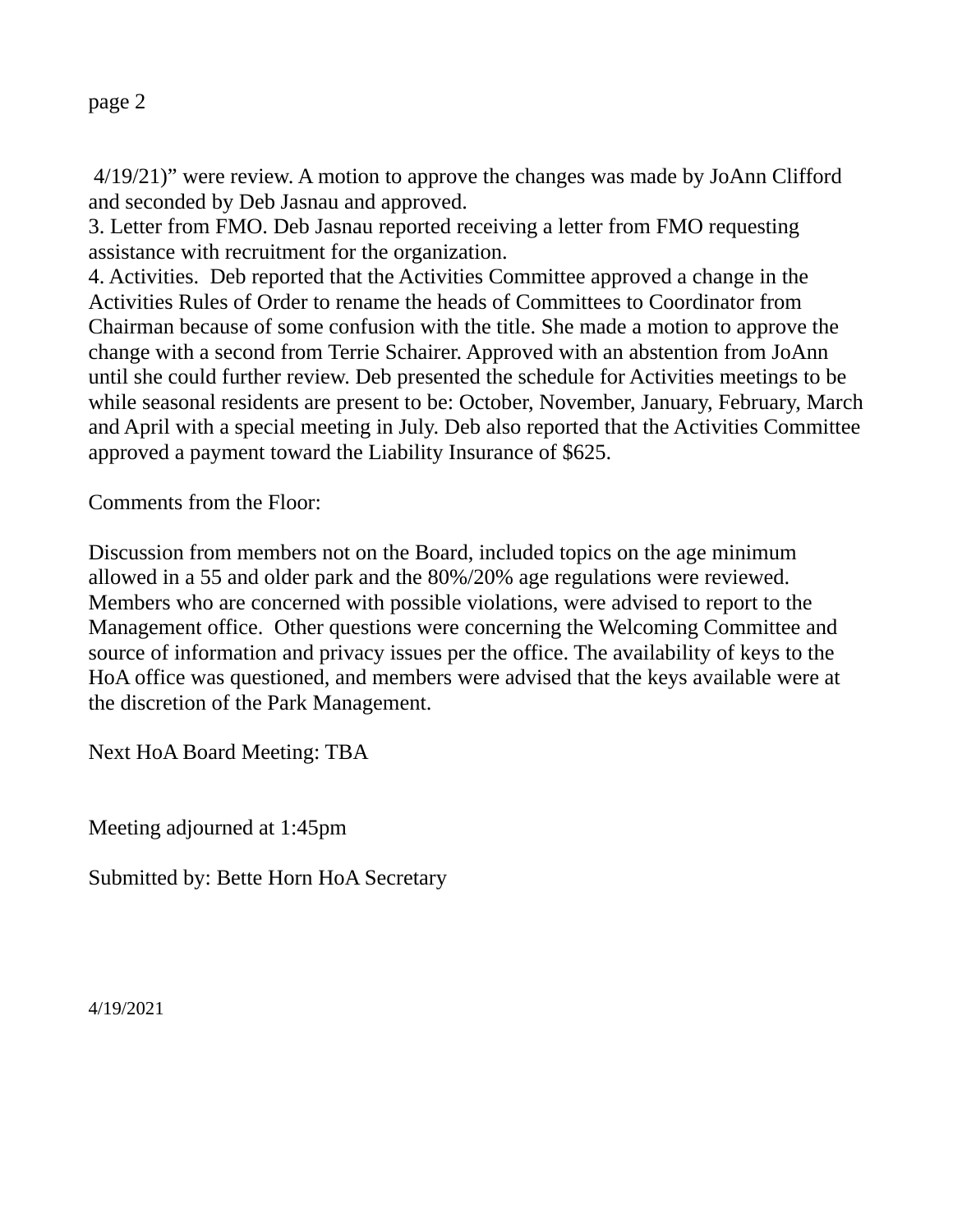4/19/21)" were review. A motion to approve the changes was made by JoAnn Clifford and seconded by Deb Jasnau and approved.

3. Letter from FMO. Deb Jasnau reported receiving a letter from FMO requesting assistance with recruitment for the organization.

4. Activities. Deb reported that the Activities Committee approved a change in the Activities Rules of Order to rename the heads of Committees to Coordinator from Chairman because of some confusion with the title. She made a motion to approve the change with a second from Terrie Schairer. Approved with an abstention from JoAnn until she could further review. Deb presented the schedule for Activities meetings to be while seasonal residents are present to be: October, November, January, February, March and April with a special meeting in July. Deb also reported that the Activities Committee approved a payment toward the Liability Insurance of $625.

Comments from the Floor:

Discussion from members not on the Board, included topics on the age minimum allowed in a 55 and older park and the 80%/20% age regulations were reviewed. Members who are concerned with possible violations, were advised to report to the Management office. Other questions were concerning the Welcoming Committee and source of information and privacy issues per the office. The availability of keys to the HoA office was questioned, and members were advised that the keys available were at the discretion of the Park Management.

Next HoA Board Meeting: TBA

Meeting adjourned at 1:45pm

Submitted by: Bette Horn HoA Secretary

4/19/2021